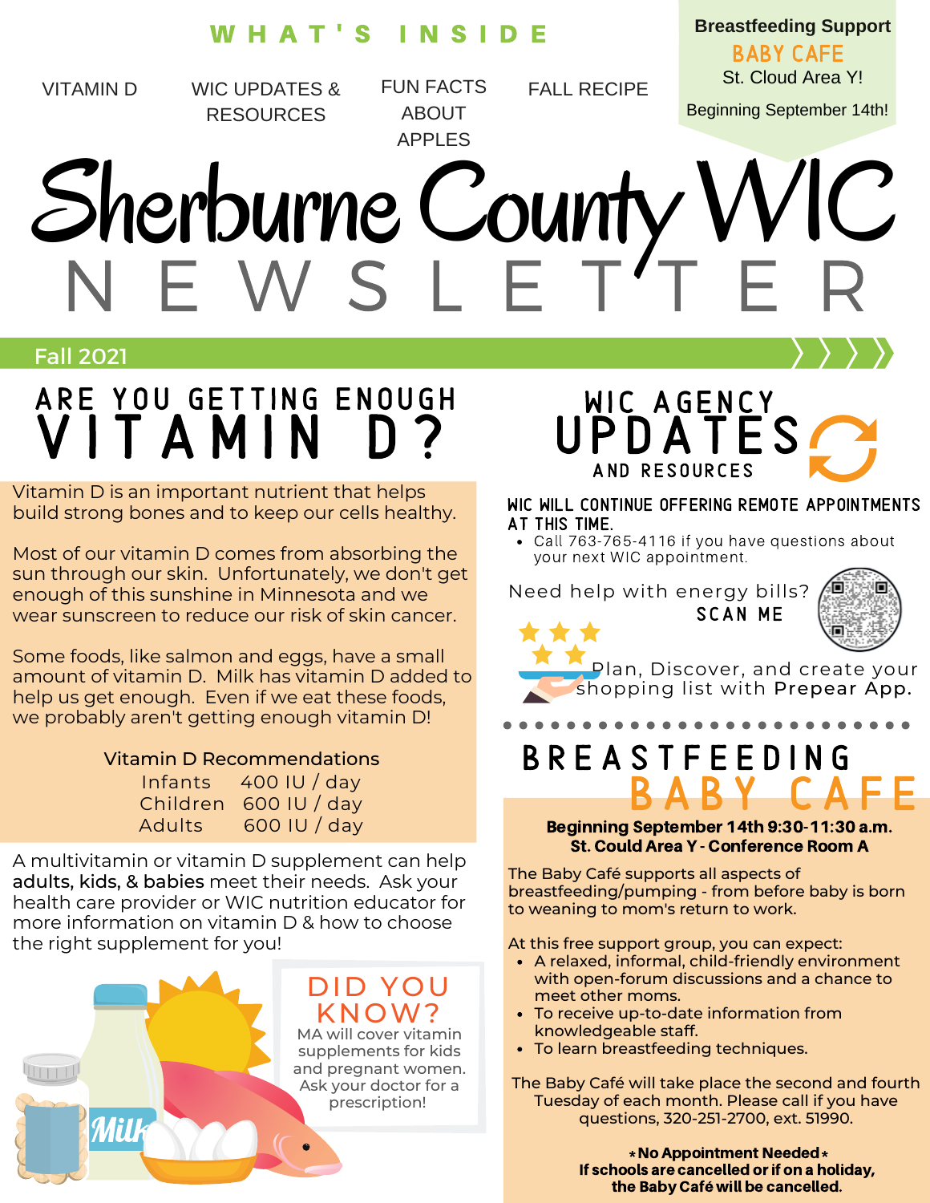**WHAT'S INSIDE**

VITAMIN D

WIC UPDATES & RESOURCES

FUN FACTS ABOUT APPLES

FALL RECIPE

**Breastfeeding Support**
**BABY CAFE**
St. Cloud Area Y!
Beginning September 14th!

# Sherburne County WIC NEWSLETTER

Fall 2021

## ARE YOU GETTING ENOUGH VITAMIN D?

Vitamin D is an important nutrient that helps build strong bones and to keep our cells healthy.

Most of our vitamin D comes from absorbing the sun through our skin. Unfortunately, we don't get enough of this sunshine in Minnesota and we wear sunscreen to reduce our risk of skin cancer.

Some foods, like salmon and eggs, have a small amount of vitamin D. Milk has vitamin D added to help us get enough. Even if we eat these foods, we probably aren't getting enough vitamin D!

**Vitamin D Recommendations**

| | |
|---|---|
| Infants | 400 IU / day |
| Children | 600 IU / day |
| Adults | 600 IU / day |

A multivitamin or vitamin D supplement can help **adults, kids, & babies** meet their needs. Ask your health care provider or WIC nutrition educator for more information on vitamin D & how to choose the right supplement for you!

### DID YOU KNOW?

MA will cover vitamin supplements for kids and pregnant women. Ask your doctor for a prescription!

## WIC AGENCY UPDATES AND RESOURCES

**WIC WILL CONTINUE OFFERING REMOTE APPOINTMENTS AT THIS TIME.**

- Call 763-765-4116 if you have questions about your next WIC appointment.

Need help with energy bills? **SCAN ME**

Plan, Discover, and create your shopping list with **Prepear App.**

## BREASTFEEDING BABY CAFE

**Beginning September 14th 9:30-11:30 a.m.**
**St. Could Area Y - Conference Room A**

The Baby Café supports all aspects of breastfeeding/pumping - from before baby is born to weaning to mom's return to work.

At this free support group, you can expect:

- A relaxed, informal, child-friendly environment with open-forum discussions and a chance to meet other moms.
- To receive up-to-date information from knowledgeable staff.
- To learn breastfeeding techniques.

The Baby Café will take place the second and fourth Tuesday of each month. Please call if you have questions, 320-251-2700, ext. 51990.

**\*No Appointment Needed\***
**If schools are cancelled or if on a holiday, the Baby Café will be cancelled.**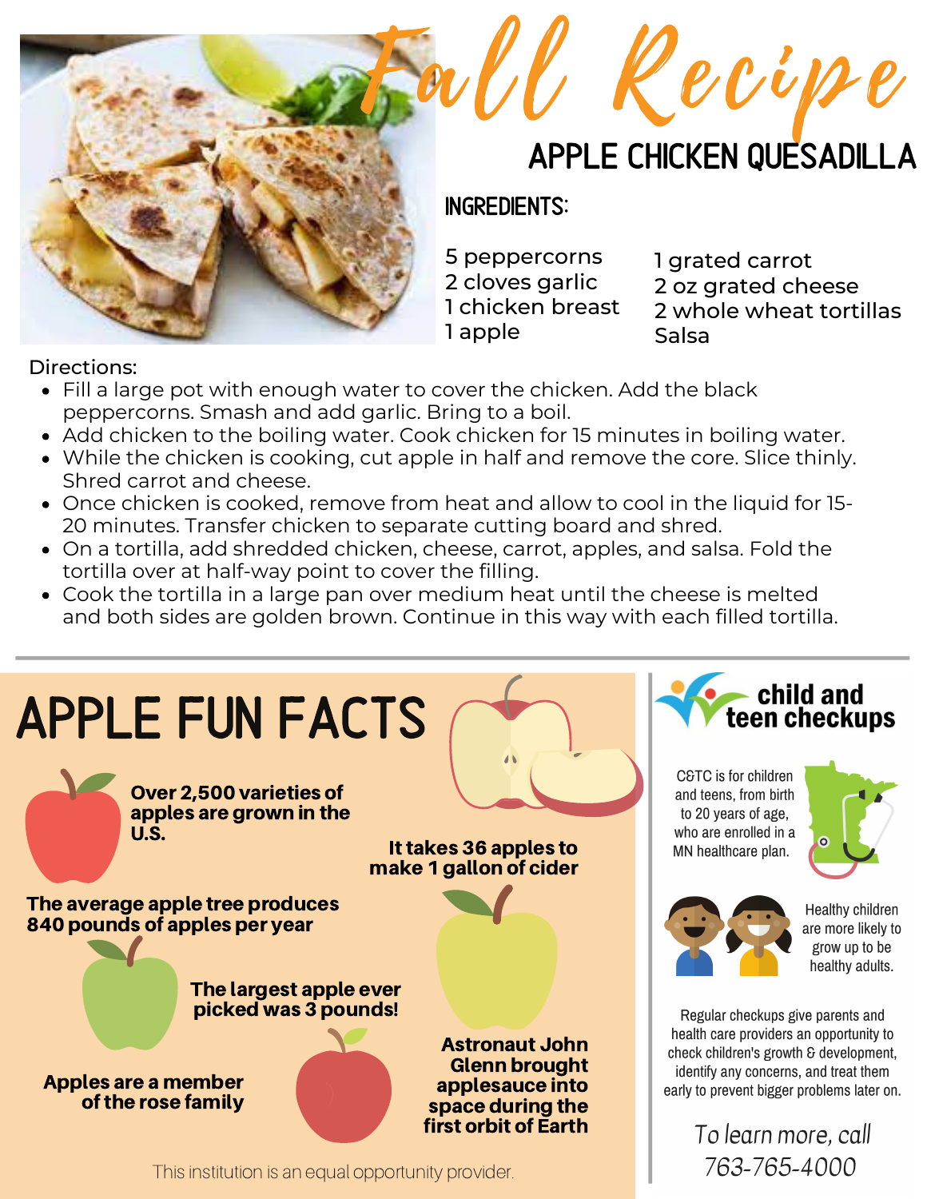# Fall Recipe

## APPLE CHICKEN QUESADILLA

### INGREDIENTS:

5 peppercorns
2 cloves garlic
1 chicken breast
1 apple
1 grated carrot
2 oz grated cheese
2 whole wheat tortillas
Salsa

Directions:

- Fill a large pot with enough water to cover the chicken. Add the black peppercorns. Smash and add garlic. Bring to a boil.
- Add chicken to the boiling water. Cook chicken for 15 minutes in boiling water.
- While the chicken is cooking, cut apple in half and remove the core. Slice thinly. Shred carrot and cheese.
- Once chicken is cooked, remove from heat and allow to cool in the liquid for 15-20 minutes. Transfer chicken to separate cutting board and shred.
- On a tortilla, add shredded chicken, cheese, carrot, apples, and salsa. Fold the tortilla over at half-way point to cover the filling.
- Cook the tortilla in a large pan over medium heat until the cheese is melted and both sides are golden brown. Continue in this way with each filled tortilla.

# APPLE FUN FACTS

**Over 2,500 varieties of apples are grown in the U.S.**

**It takes 36 apples to make 1 gallon of cider**

**The average apple tree produces 840 pounds of apples per year**

**The largest apple ever picked was 3 pounds!**

**Apples are a member of the rose family**

**Astronaut John Glenn brought applesauce into space during the first orbit of Earth**

This institution is an equal opportunity provider.

## child and teen checkups

C&TC is for children and teens, from birth to 20 years of age, who are enrolled in a MN healthcare plan.

Healthy children are more likely to grow up to be healthy adults.

Regular checkups give parents and health care providers an opportunity to check children's growth & development, identify any concerns, and treat them early to prevent bigger problems later on.

*To learn more, call 763-765-4000*